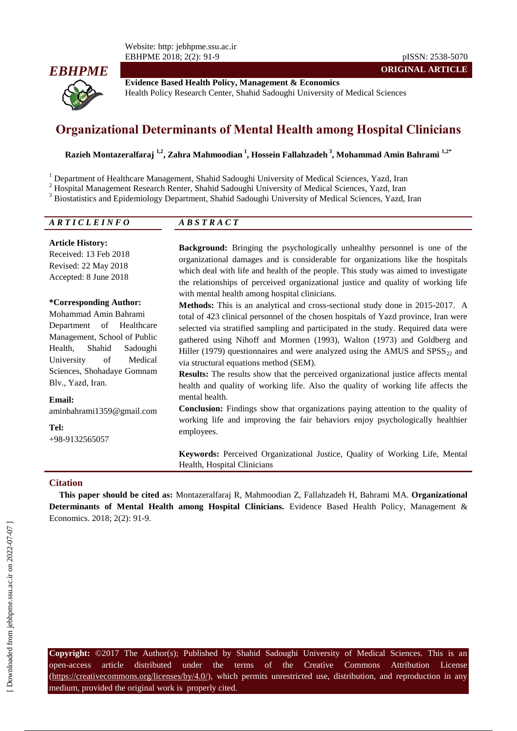**ORIGINAL ARTICLE**

**Evidence Based Health Policy, Management & Economics**
Health Policy Research Center, Shahid Sadoughi University of Medical Sciences

# Organizational Determinants of Mental Health among Hospital Clinicians

**Razieh Montazeralfaraj [1,2], Zahra Mahmoodian [1], Hossein Fallahzadeh [3], Mohammad Amin Bahrami [1,2*]**

[1] Department of Healthcare Management, Shahid Sadoughi University of Medical Sciences, Yazd, Iran
[2] Hospital Management Research Renter, Shahid Sadoughi University of Medical Sciences, Yazd, Iran
[3] Biostatistics and Epidemiology Department, Shahid Sadoughi University of Medical Sciences, Yazd, Iran

*ARTICLE INFO*

**Article History:**
Received: 13 Feb 2018
Revised: 22 May 2018
Accepted: 8 June 2018

**\*Corresponding Author:**
Mohammad Amin Bahrami
Department of Healthcare Management, School of Public Health, Shahid Sadoughi University of Medical Sciences, Shohadaye Gomnam Blv., Yazd, Iran.

**Email:**
aminbahrami1359@gmail.com

**Tel:**
+98-9132565057

*ABSTRACT*

**Background:** Bringing the psychologically unhealthy personnel is one of the organizational damages and is considerable for organizations like the hospitals which deal with life and health of the people. This study was aimed to investigate the relationships of perceived organizational justice and quality of working life with mental health among hospital clinicians.

**Methods:** This is an analytical and cross-sectional study done in 2015-2017. A total of 423 clinical personnel of the chosen hospitals of Yazd province, Iran were selected via stratified sampling and participated in the study. Required data were gathered using Nihoff and Mormen (1993), Walton (1973) and Goldberg and Hiller (1979) questionnaires and were analyzed using the AMUS and $SPSS_{22}$ and via structural equations method (SEM).

**Results:** The results show that the perceived organizational justice affects mental health and quality of working life. Also the quality of working life affects the mental health.

**Conclusion:** Findings show that organizations paying attention to the quality of working life and improving the fair behaviors enjoy psychologically healthier employees.

**Keywords:** Perceived Organizational Justice, Quality of Working Life, Mental Health, Hospital Clinicians

## Citation

**This paper should be cited as:** Montazeralfaraj R, Mahmoodian Z, Fallahzadeh H, Bahrami MA. **Organizational Determinants of Mental Health among Hospital Clinicians.** Evidence Based Health Policy, Management & Economics. 2018; 2(2): 91-9.

**Copyright:** ©2017 The Author(s); Published by Shahid Sadoughi University of Medical Sciences. This is an open-access article distributed under the terms of the Creative Commons Attribution License (https://creativecommons.org/licenses/by/4.0/), which permits unrestricted use, distribution, and reproduction in any medium, provided the original work is properly cited.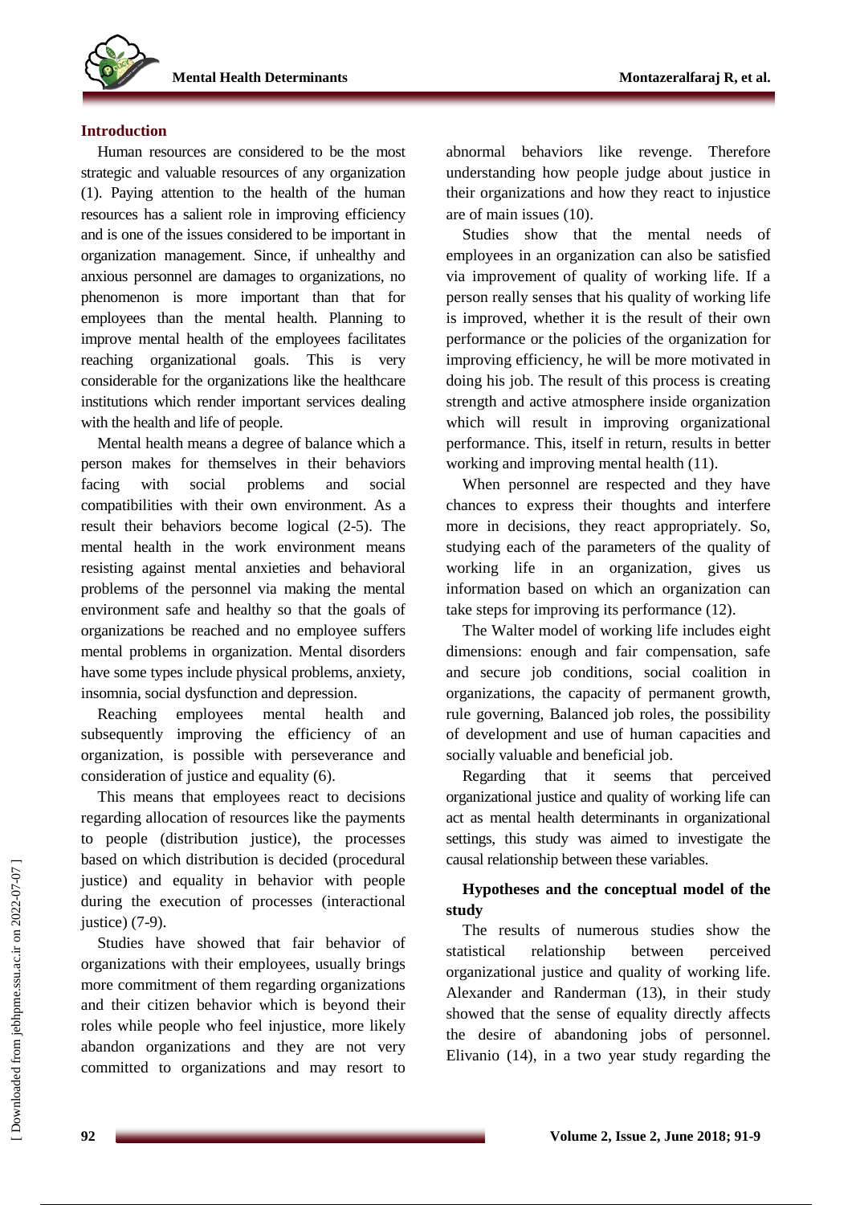## Introduction

Human resources are considered to be the most strategic and valuable resources of any organization (1). Paying attention to the health of the human resources has a salient role in improving efficiency and is one of the issues considered to be important in organization management. Since, if unhealthy and anxious personnel are damages to organizations, no phenomenon is more important than that for employees than the mental health. Planning to improve mental health of the employees facilitates reaching organizational goals. This is very considerable for the organizations like the healthcare institutions which render important services dealing with the health and life of people.

Mental health means a degree of balance which a person makes for themselves in their behaviors facing with social problems and social compatibilities with their own environment. As a result their behaviors become logical (2-5). The mental health in the work environment means resisting against mental anxieties and behavioral problems of the personnel via making the mental environment safe and healthy so that the goals of organizations be reached and no employee suffers mental problems in organization. Mental disorders have some types include physical problems, anxiety, insomnia, social dysfunction and depression.

Reaching employees mental health and subsequently improving the efficiency of an organization, is possible with perseverance and consideration of justice and equality (6).

This means that employees react to decisions regarding allocation of resources like the payments to people (distribution justice), the processes based on which distribution is decided (procedural justice) and equality in behavior with people during the execution of processes (interactional justice) (7-9).

Studies have showed that fair behavior of organizations with their employees, usually brings more commitment of them regarding organizations and their citizen behavior which is beyond their roles while people who feel injustice, more likely abandon organizations and they are not very committed to organizations and may resort to abnormal behaviors like revenge. Therefore understanding how people judge about justice in their organizations and how they react to injustice are of main issues (10).

Studies show that the mental needs of employees in an organization can also be satisfied via improvement of quality of working life. If a person really senses that his quality of working life is improved, whether it is the result of their own performance or the policies of the organization for improving efficiency, he will be more motivated in doing his job. The result of this process is creating strength and active atmosphere inside organization which will result in improving organizational performance. This, itself in return, results in better working and improving mental health (11).

When personnel are respected and they have chances to express their thoughts and interfere more in decisions, they react appropriately. So, studying each of the parameters of the quality of working life in an organization, gives us information based on which an organization can take steps for improving its performance (12).

The Walter model of working life includes eight dimensions: enough and fair compensation, safe and secure job conditions, social coalition in organizations, the capacity of permanent growth, rule governing, Balanced job roles, the possibility of development and use of human capacities and socially valuable and beneficial job.

Regarding that it seems that perceived organizational justice and quality of working life can act as mental health determinants in organizational settings, this study was aimed to investigate the causal relationship between these variables.

## Hypotheses and the conceptual model of the study

The results of numerous studies show the statistical relationship between perceived organizational justice and quality of working life. Alexander and Randerman (13), in their study showed that the sense of equality directly affects the desire of abandoning jobs of personnel. Elivanio (14), in a two year study regarding the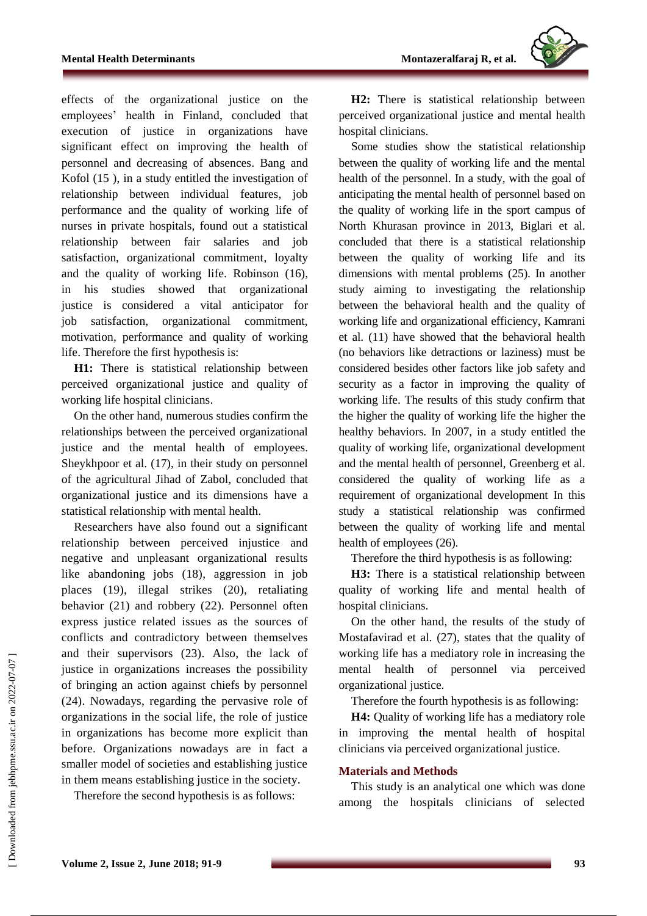effects of the organizational justice on the employees' health in Finland, concluded that execution of justice in organizations have significant effect on improving the health of personnel and decreasing of absences. Bang and Kofol (15 ), in a study entitled the investigation of relationship between individual features, job performance and the quality of working life of nurses in private hospitals, found out a statistical relationship between fair salaries and job satisfaction, organizational commitment, loyalty and the quality of working life. Robinson (16), in his studies showed that organizational justice is considered a vital anticipator for job satisfaction, organizational commitment, motivation, performance and quality of working life. Therefore the first hypothesis is:

**H1:** There is statistical relationship between perceived organizational justice and quality of working life hospital clinicians.

On the other hand, numerous studies confirm the relationships between the perceived organizational justice and the mental health of employees. Sheykhpoor et al. (17), in their study on personnel of the agricultural Jihad of Zabol, concluded that organizational justice and its dimensions have a statistical relationship with mental health.

Researchers have also found out a significant relationship between perceived injustice and negative and unpleasant organizational results like abandoning jobs (18), aggression in job places (19), illegal strikes (20), retaliating behavior (21) and robbery (22). Personnel often express justice related issues as the sources of conflicts and contradictory between themselves and their supervisors (23). Also, the lack of justice in organizations increases the possibility of bringing an action against chiefs by personnel (24). Nowadays, regarding the pervasive role of organizations in the social life, the role of justice in organizations has become more explicit than before. Organizations nowadays are in fact a smaller model of societies and establishing justice in them means establishing justice in the society.

Therefore the second hypothesis is as follows:

**H2:** There is statistical relationship between perceived organizational justice and mental health hospital clinicians.

Some studies show the statistical relationship between the quality of working life and the mental health of the personnel. In a study, with the goal of anticipating the mental health of personnel based on the quality of working life in the sport campus of North Khurasan province in 2013, Biglari et al. concluded that there is a statistical relationship between the quality of working life and its dimensions with mental problems (25). In another study aiming to investigating the relationship between the behavioral health and the quality of working life and organizational efficiency, Kamrani et al. (11) have showed that the behavioral health (no behaviors like detractions or laziness) must be considered besides other factors like job safety and security as a factor in improving the quality of working life. The results of this study confirm that the higher the quality of working life the higher the healthy behaviors. In 2007, in a study entitled the quality of working life, organizational development and the mental health of personnel, Greenberg et al. considered the quality of working life as a requirement of organizational development In this study a statistical relationship was confirmed between the quality of working life and mental health of employees (26).

Therefore the third hypothesis is as following:

**H3:** There is a statistical relationship between quality of working life and mental health of hospital clinicians.

On the other hand, the results of the study of Mostafavirad et al. (27), states that the quality of working life has a mediatory role in increasing the mental health of personnel via perceived organizational justice.

Therefore the fourth hypothesis is as following:

**H4:** Quality of working life has a mediatory role in improving the mental health of hospital clinicians via perceived organizational justice.

## Materials and Methods

This study is an analytical one which was done among the hospitals clinicians of selected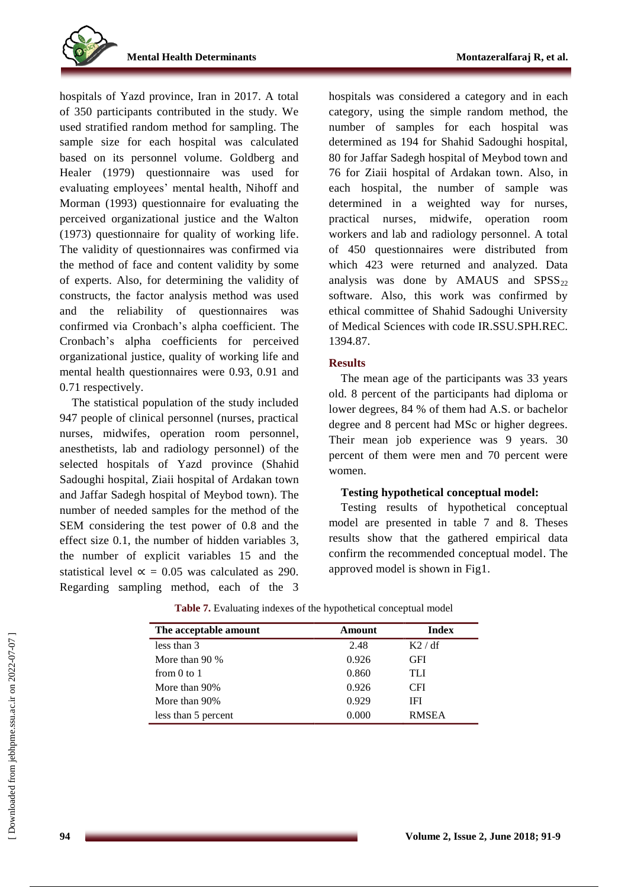hospitals of Yazd province, Iran in 2017. A total of 350 participants contributed in the study. We used stratified random method for sampling. The sample size for each hospital was calculated based on its personnel volume. Goldberg and Healer (1979) questionnaire was used for evaluating employees' mental health, Nihoff and Morman (1993) questionnaire for evaluating the perceived organizational justice and the Walton (1973) questionnaire for quality of working life. The validity of questionnaires was confirmed via the method of face and content validity by some of experts. Also, for determining the validity of constructs, the factor analysis method was used and the reliability of questionnaires was confirmed via Cronbach's alpha coefficient. The Cronbach's alpha coefficients for perceived organizational justice, quality of working life and mental health questionnaires were 0.93, 0.91 and 0.71 respectively.

The statistical population of the study included 947 people of clinical personnel (nurses, practical nurses, midwifes, operation room personnel, anesthetists, lab and radiology personnel) of the selected hospitals of Yazd province (Shahid Sadoughi hospital, Ziaii hospital of Ardakan town and Jaffar Sadegh hospital of Meybod town). The number of needed samples for the method of the SEM considering the test power of 0.8 and the effect size 0.1, the number of hidden variables 3, the number of explicit variables 15 and the statistical level $\propto$ = 0.05 was calculated as 290. Regarding sampling method, each of the 3 hospitals was considered a category and in each category, using the simple random method, the number of samples for each hospital was determined as 194 for Shahid Sadoughi hospital, 80 for Jaffar Sadegh hospital of Meybod town and 76 for Ziaii hospital of Ardakan town. Also, in each hospital, the number of sample was determined in a weighted way for nurses, practical nurses, midwife, operation room workers and lab and radiology personnel. A total of 450 questionnaires were distributed from which 423 were returned and analyzed. Data analysis was done by AMAUS and $SPSS_{22}$ software. Also, this work was confirmed by ethical committee of Shahid Sadoughi University of Medical Sciences with code IR.SSU.SPH.REC. 1394.87.

## Results

The mean age of the participants was 33 years old. 8 percent of the participants had diploma or lower degrees, 84 % of them had A.S. or bachelor degree and 8 percent had MSc or higher degrees. Their mean job experience was 9 years. 30 percent of them were men and 70 percent were women.

### Testing hypothetical conceptual model:

Testing results of hypothetical conceptual model are presented in table 7 and 8. Theses results show that the gathered empirical data confirm the recommended conceptual model. The approved model is shown in Fig1.

**Table 7.** Evaluating indexes of the hypothetical conceptual model

| The acceptable amount | Amount | Index |
|---|---|---|
| less than 3 | 2.48 | K2 / df |
| More than 90 % | 0.926 | GFI |
| from 0 to 1 | 0.860 | TLI |
| More than 90% | 0.926 | CFI |
| More than 90% | 0.929 | IFI |
| less than 5 percent | 0.000 | RMSEA |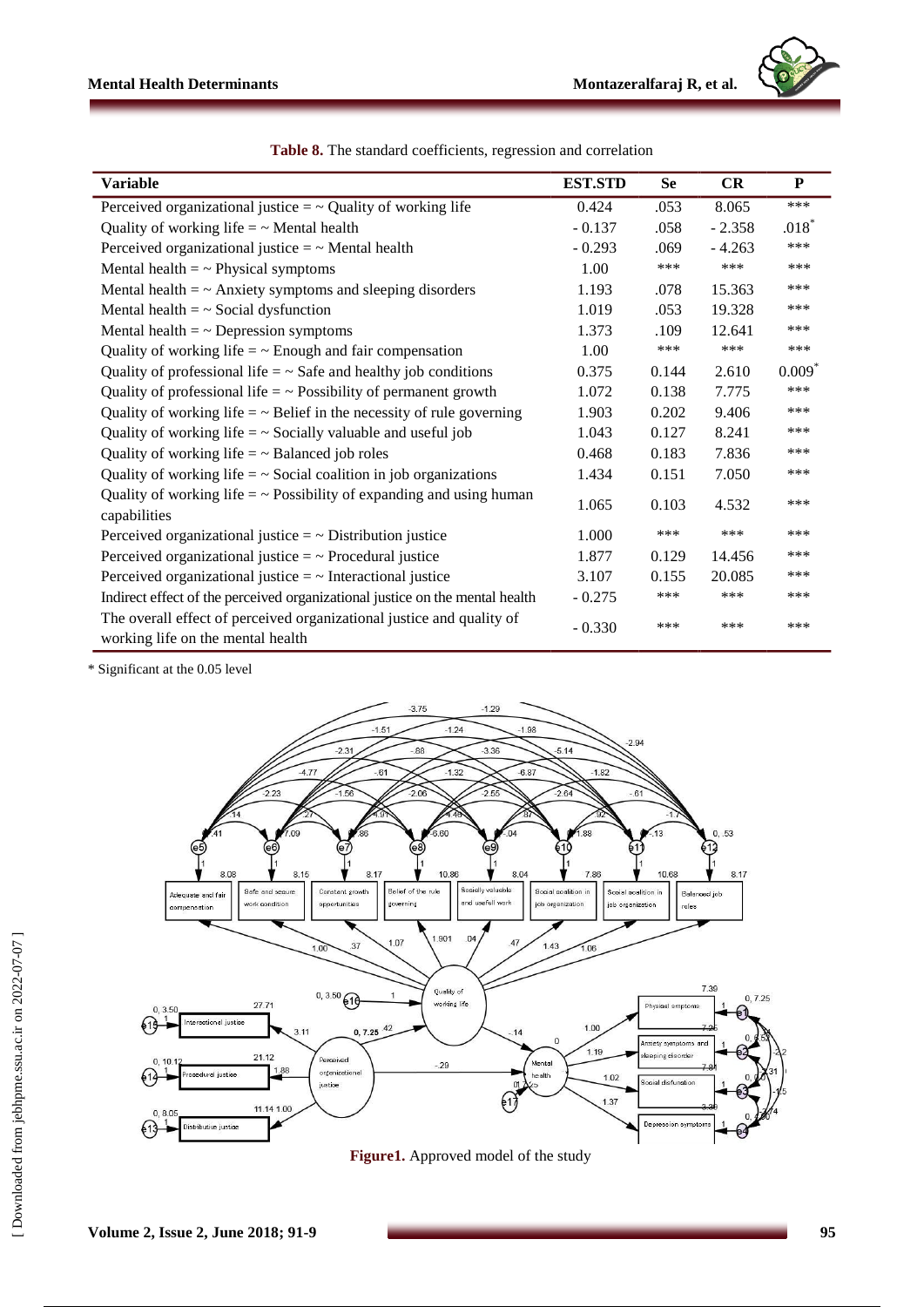**Table 8.** The standard coefficients, regression and correlation

| Variable | EST.STD | Se | CR | P |
|---|---|---|---|---|
| Perceived organizational justice = ~ Quality of working life | 0.424 | .053 | 8.065 | *** |
| Quality of working life = ~ Mental health | - 0.137 | .058 | - 2.358 | .018* |
| Perceived organizational justice = ~ Mental health | - 0.293 | .069 | - 4.263 | *** |
| Mental health = ~ Physical symptoms | 1.00 | *** | *** | *** |
| Mental health = ~ Anxiety symptoms and sleeping disorders | 1.193 | .078 | 15.363 | *** |
| Mental health = ~ Social dysfunction | 1.019 | .053 | 19.328 | *** |
| Mental health = ~ Depression symptoms | 1.373 | .109 | 12.641 | *** |
| Quality of working life = ~ Enough and fair compensation | 1.00 | *** | *** | *** |
| Quality of professional life = ~ Safe and healthy job conditions | 0.375 | 0.144 | 2.610 | 0.009* |
| Quality of professional life = ~ Possibility of permanent growth | 1.072 | 0.138 | 7.775 | *** |
| Quality of working life = ~ Belief in the necessity of rule governing | 1.903 | 0.202 | 9.406 | *** |
| Quality of working life = ~ Socially valuable and useful job | 1.043 | 0.127 | 8.241 | *** |
| Quality of working life = ~ Balanced job roles | 0.468 | 0.183 | 7.836 | *** |
| Quality of working life = ~ Social coalition in job organizations | 1.434 | 0.151 | 7.050 | *** |
| Quality of working life = ~ Possibility of expanding and using human capabilities | 1.065 | 0.103 | 4.532 | *** |
| Perceived organizational justice = ~ Distribution justice | 1.000 | *** | *** | *** |
| Perceived organizational justice = ~ Procedural justice | 1.877 | 0.129 | 14.456 | *** |
| Perceived organizational justice = ~ Interactional justice | 3.107 | 0.155 | 20.085 | *** |
| Indirect effect of the perceived organizational justice on the mental health | - 0.275 | *** | *** | *** |
| The overall effect of perceived organizational justice and quality of working life on the mental health | - 0.330 | *** | *** | *** |

\* Significant at the 0.05 level

**Figure1.** Approved model of the study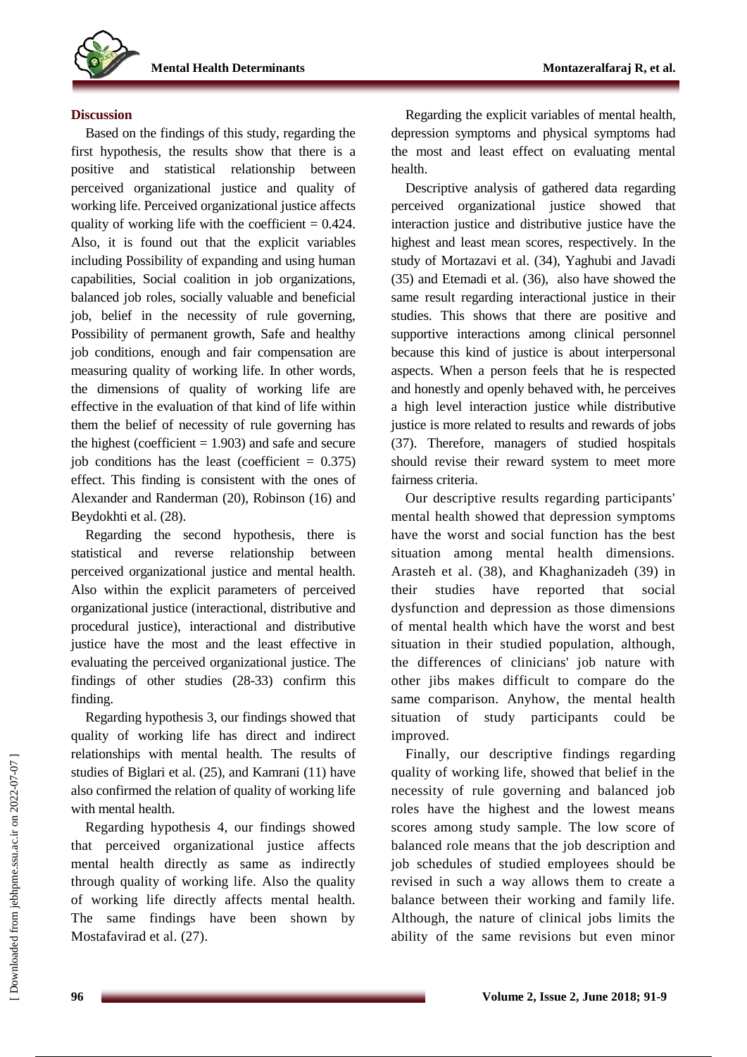## Discussion

Based on the findings of this study, regarding the first hypothesis, the results show that there is a positive and statistical relationship between perceived organizational justice and quality of working life. Perceived organizational justice affects quality of working life with the coefficient = 0.424. Also, it is found out that the explicit variables including Possibility of expanding and using human capabilities, Social coalition in job organizations, balanced job roles, socially valuable and beneficial job, belief in the necessity of rule governing, Possibility of permanent growth, Safe and healthy job conditions, enough and fair compensation are measuring quality of working life. In other words, the dimensions of quality of working life are effective in the evaluation of that kind of life within them the belief of necessity of rule governing has the highest (coefficient = 1.903) and safe and secure job conditions has the least (coefficient = 0.375) effect. This finding is consistent with the ones of Alexander and Randerman (20), Robinson (16) and Beydokhti et al. (28).

Regarding the second hypothesis, there is statistical and reverse relationship between perceived organizational justice and mental health. Also within the explicit parameters of perceived organizational justice (interactional, distributive and procedural justice), interactional and distributive justice have the most and the least effective in evaluating the perceived organizational justice. The findings of other studies (28-33) confirm this finding.

Regarding hypothesis 3, our findings showed that quality of working life has direct and indirect relationships with mental health. The results of studies of Biglari et al. (25), and Kamrani (11) have also confirmed the relation of quality of working life with mental health.

Regarding hypothesis 4, our findings showed that perceived organizational justice affects mental health directly as same as indirectly through quality of working life. Also the quality of working life directly affects mental health. The same findings have been shown by Mostafavirad et al. (27).

Regarding the explicit variables of mental health, depression symptoms and physical symptoms had the most and least effect on evaluating mental health.

Descriptive analysis of gathered data regarding perceived organizational justice showed that interaction justice and distributive justice have the highest and least mean scores, respectively. In the study of Mortazavi et al. (34), Yaghubi and Javadi (35) and Etemadi et al. (36), also have showed the same result regarding interactional justice in their studies. This shows that there are positive and supportive interactions among clinical personnel because this kind of justice is about interpersonal aspects. When a person feels that he is respected and honestly and openly behaved with, he perceives a high level interaction justice while distributive justice is more related to results and rewards of jobs (37). Therefore, managers of studied hospitals should revise their reward system to meet more fairness criteria.

Our descriptive results regarding participants' mental health showed that depression symptoms have the worst and social function has the best situation among mental health dimensions. Arasteh et al. (38), and Khaghanizadeh (39) in their studies have reported that social dysfunction and depression as those dimensions of mental health which have the worst and best situation in their studied population, although, the differences of clinicians' job nature with other jibs makes difficult to compare do the same comparison. Anyhow, the mental health situation of study participants could be improved.

Finally, our descriptive findings regarding quality of working life, showed that belief in the necessity of rule governing and balanced job roles have the highest and the lowest means scores among study sample. The low score of balanced role means that the job description and job schedules of studied employees should be revised in such a way allows them to create a balance between their working and family life. Although, the nature of clinical jobs limits the ability of the same revisions but even minor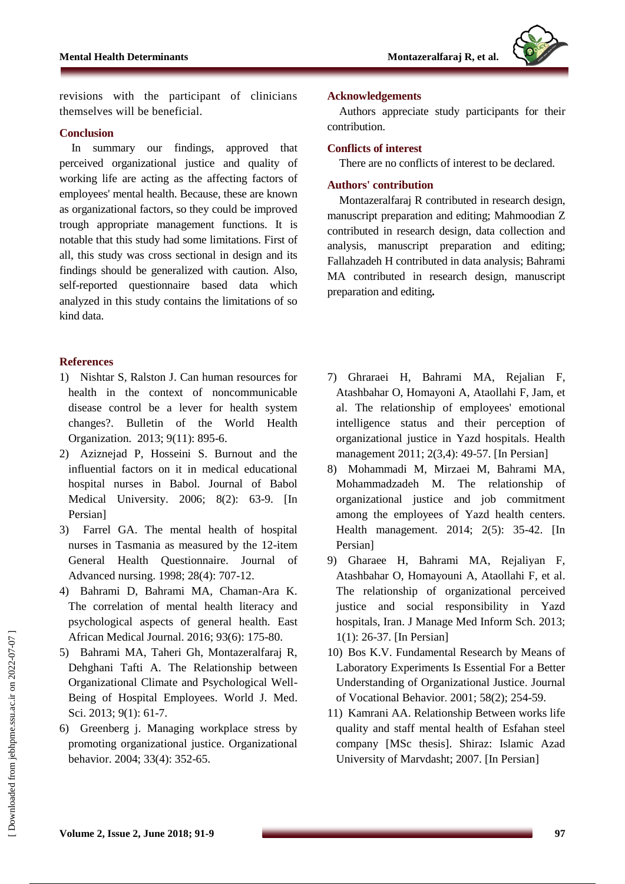revisions with the participant of clinicians themselves will be beneficial.

## Conclusion

In summary our findings, approved that perceived organizational justice and quality of working life are acting as the affecting factors of employees' mental health. Because, these are known as organizational factors, so they could be improved trough appropriate management functions. It is notable that this study had some limitations. First of all, this study was cross sectional in design and its findings should be generalized with caution. Also, self-reported questionnaire based data which analyzed in this study contains the limitations of so kind data.

## Acknowledgements

Authors appreciate study participants for their contribution.

## Conflicts of interest

There are no conflicts of interest to be declared.

## Authors' contribution

Montazeralfaraj R contributed in research design, manuscript preparation and editing; Mahmoodian Z contributed in research design, data collection and analysis, manuscript preparation and editing; Fallahzadeh H contributed in data analysis; Bahrami MA contributed in research design, manuscript preparation and editing**.**

## References

1) Nishtar S, Ralston J. Can human resources for health in the context of noncommunicable disease control be a lever for health system changes?. Bulletin of the World Health Organization. 2013; 9(11): 895-6.
2) Aziznejad P, Hosseini S. Burnout and the influential factors on it in medical educational hospital nurses in Babol. Journal of Babol Medical University. 2006; 8(2): 63-9. [In Persian]
3) Farrel GA. The mental health of hospital nurses in Tasmania as measured by the 12-item General Health Questionnaire. Journal of Advanced nursing. 1998; 28(4): 707-12.
4) Bahrami D, Bahrami MA, Chaman-Ara K. The correlation of mental health literacy and psychological aspects of general health. East African Medical Journal. 2016; 93(6): 175-80.
5) Bahrami MA, Taheri Gh, Montazeralfaraj R, Dehghani Tafti A. The Relationship between Organizational Climate and Psychological Well-Being of Hospital Employees. World J. Med. Sci. 2013; 9(1): 61-7.
6) Greenberg j. Managing workplace stress by promoting organizational justice. Organizational behavior. 2004; 33(4): 352-65.
7) Ghraraei H, Bahrami MA, Rejalian F, Atashbahar O, Homayoni A, Ataollahi F, Jam, et al. The relationship of employees' emotional intelligence status and their perception of organizational justice in Yazd hospitals. Health management 2011; 2(3,4): 49-57. [In Persian]
8) Mohammadi M, Mirzaei M, Bahrami MA, Mohammadzadeh M. The relationship of organizational justice and job commitment among the employees of Yazd health centers. Health management. 2014; 2(5): 35-42. [In Persian]
9) Gharaee H, Bahrami MA, Rejaliyan F, Atashbahar O, Homayouni A, Ataollahi F, et al. The relationship of organizational perceived justice and social responsibility in Yazd hospitals, Iran. J Manage Med Inform Sch. 2013; 1(1): 26-37. [In Persian]
10) Bos K.V. Fundamental Research by Means of Laboratory Experiments Is Essential For a Better Understanding of Organizational Justice. Journal of Vocational Behavior. 2001; 58(2); 254-59.
11) Kamrani AA. Relationship Between works life quality and staff mental health of Esfahan steel company [MSc thesis]. Shiraz: Islamic Azad University of Marvdasht; 2007. [In Persian]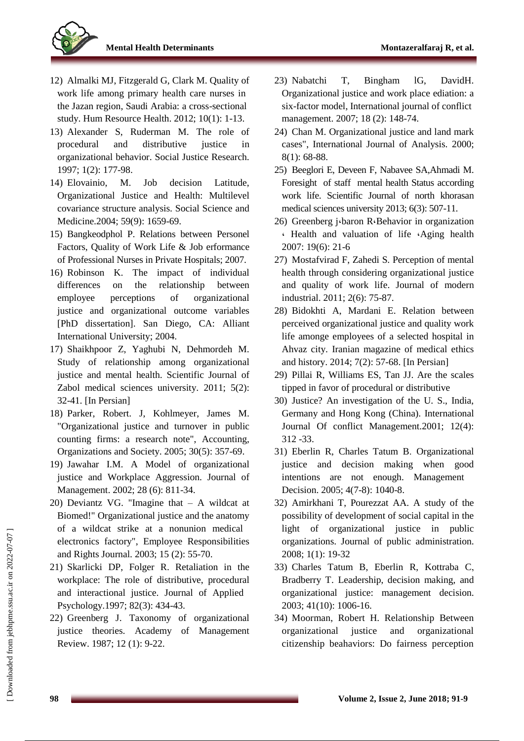12) Almalki MJ, Fitzgerald G, Clark M. Quality of work life among primary health care nurses in the Jazan region, Saudi Arabia: a cross-sectional study. Hum Resource Health. 2012; 10(1): 1-13.

13) Alexander S, Ruderman M. The role of procedural and distributive justice in organizational behavior. Social Justice Research. 1997; 1(2): 177-98.

14) Elovainio, M. Job decision Latitude, Organizational Justice and Health: Multilevel covariance structure analysis. Social Science and Medicine.2004; 59(9): 1659-69.

15) Bangkeodphol P. Relations between Personel Factors, Quality of Work Life & Job erformance of Professional Nurses in Private Hospitals; 2007.

16) Robinson K. The impact of individual differences on the relationship between employee perceptions of organizational justice and organizational outcome variables [PhD dissertation]. San Diego, CA: Alliant International University; 2004.

17) Shaikhpoor Z, Yaghubi N, Dehmordeh M. Study of relationship among organizational justice and mental health. Scientific Journal of Zabol medical sciences university. 2011; 5(2): 32-41. [In Persian]

18) Parker, Robert. J, Kohlmeyer, James M. "Organizational justice and turnover in public counting firms: a research note", Accounting, Organizations and Society. 2005; 30(5): 357-69.

19) Jawahar I.M. A Model of organizational justice and Workplace Aggression. Journal of Management. 2002; 28 (6): 811-34.

20) Deviantz VG. "Imagine that – A wildcat at Biomed!" Organizational justice and the anatomy of a wildcat strike at a nonunion medical electronics factory", Employee Responsibilities and Rights Journal. 2003; 15 (2): 55-70.

21) Skarlicki DP, Folger R. Retaliation in the workplace: The role of distributive, procedural and interactional justice. Journal of Applied Psychology.1997; 82(3): 434-43.

22) Greenberg J. Taxonomy of organizational justice theories. Academy of Management Review. 1987; 12 (1): 9-22.

23) Nabatchi T, Bingham lG, DavidH. Organizational justice and work place ediation: a six-factor model, International journal of conflict management. 2007; 18 (2): 148-74.

24) Chan M. Organizational justice and land mark cases", International Journal of Analysis. 2000; 8(1): 68-88.

25) Beeglori E, Deveen F, Nabavee SA,Ahmadi M. Foresight of staff mental health Status according work life. Scientific Journal of north khorasan medical sciences university 2013; 6(3): 507-11.

26) Greenberg j،baron R،Behavior in organization ، Health and valuation of life ،Aging health 2007: 19(6): 21-6

27) Mostafvirad F, Zahedi S. Perception of mental health through considering organizational justice and quality of work life. Journal of modern industrial. 2011; 2(6): 75-87.

28) Bidokhti A, Mardani E. Relation between perceived organizational justice and quality work life amonge employees of a selected hospital in Ahvaz city. Iranian magazine of medical ethics and history. 2014; 7(2): 57-68. [In Persian]

29) Pillai R, Williams ES, Tan JJ. Are the scales tipped in favor of procedural or distributive

30) Justice? An investigation of the U. S., India, Germany and Hong Kong (China). International Journal Of conflict Management.2001; 12(4): 312 -33.

31) Eberlin R, Charles Tatum B. Organizational justice and decision making when good intentions are not enough. Management Decision. 2005; 4(7-8): 1040-8.

32) Amirkhani T, Pourezzat AA. A study of the possibility of development of social capital in the light of organizational justice in public organizations. Journal of public administration. 2008; 1(1): 19-32

33) Charles Tatum B, Eberlin R, Kottraba C, Bradberry T. Leadership, decision making, and organizational justice: management decision. 2003; 41(10): 1006-16.

34) Moorman, Robert H. Relationship Between organizational justice and organizational citizenship beahaviors: Do fairness perception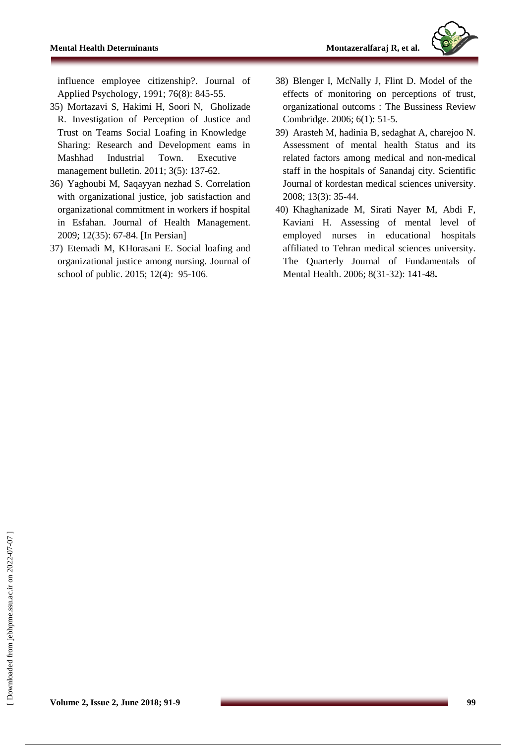influence employee citizenship?. Journal of Applied Psychology, 1991; 76(8): 845-55.

35) Mortazavi S, Hakimi H, Soori N, Gholizade R. Investigation of Perception of Justice and Trust on Teams Social Loafing in Knowledge Sharing: Research and Development eams in Mashhad Industrial Town. Executive management bulletin. 2011; 3(5): 137-62.

36) Yaghoubi M, Saqayyan nezhad S. Correlation with organizational justice, job satisfaction and organizational commitment in workers if hospital in Esfahan. Journal of Health Management. 2009; 12(35): 67-84. [In Persian]

37) Etemadi M, KHorasani E. Social loafing and organizational justice among nursing. Journal of school of public. 2015; 12(4): 95-106.

38) Blenger I, McNally J, Flint D. Model of the effects of monitoring on perceptions of trust, organizational outcoms : The Bussiness Review Combridge. 2006; 6(1): 51-5.

39) Arasteh M, hadinia B, sedaghat A, charejoo N. Assessment of mental health Status and its related factors among medical and non-medical staff in the hospitals of Sanandaj city. Scientific Journal of kordestan medical sciences university. 2008; 13(3): 35-44.

40) Khaghanizade M, Sirati Nayer M, Abdi F, Kaviani H. Assessing of mental level of employed nurses in educational hospitals affiliated to Tehran medical sciences university. The Quarterly Journal of Fundamentals of Mental Health. 2006; 8(31-32): 141-48**.**